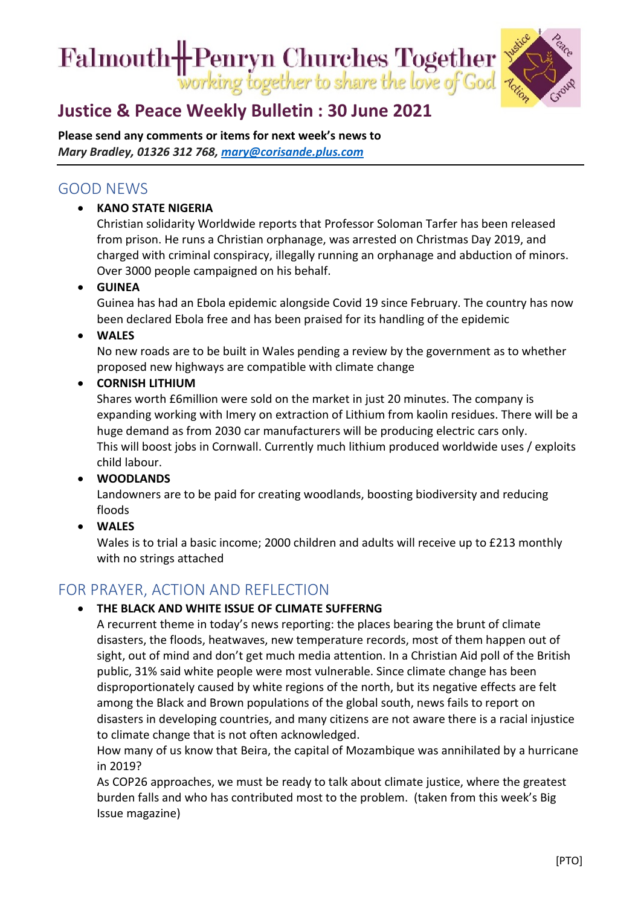# Falmouth Penryn Churches Together

*working together to share the love of God*

Justice Peace Action Group

## Justice & Peace Weekly Bulletin : 30 June 2021

**Please send any comments or items for next week's news to**
***Mary Bradley, 01326 312 768, [mary@corisande.plus.com](mailto:mary@corisande.plus.com)***

## GOOD NEWS

- **KANO STATE NIGERIA**
  Christian solidarity Worldwide reports that Professor Soloman Tarfer has been released from prison. He runs a Christian orphanage, was arrested on Christmas Day 2019, and charged with criminal conspiracy, illegally running an orphanage and abduction of minors. Over 3000 people campaigned on his behalf.
- **GUINEA**
  Guinea has had an Ebola epidemic alongside Covid 19 since February. The country has now been declared Ebola free and has been praised for its handling of the epidemic
- **WALES**
  No new roads are to be built in Wales pending a review by the government as to whether proposed new highways are compatible with climate change
- **CORNISH LITHIUM**
  Shares worth £6million were sold on the market in just 20 minutes. The company is expanding working with Imery on extraction of Lithium from kaolin residues. There will be a huge demand as from 2030 car manufacturers will be producing electric cars only.
  This will boost jobs in Cornwall. Currently much lithium produced worldwide uses / exploits child labour.
- **WOODLANDS**
  Landowners are to be paid for creating woodlands, boosting biodiversity and reducing floods
- **WALES**
  Wales is to trial a basic income; 2000 children and adults will receive up to £213 monthly with no strings attached

## FOR PRAYER, ACTION AND REFLECTION

- **THE BLACK AND WHITE ISSUE OF CLIMATE SUFFERNG**
  A recurrent theme in today's news reporting: the places bearing the brunt of climate disasters, the floods, heatwaves, new temperature records, most of them happen out of sight, out of mind and don't get much media attention. In a Christian Aid poll of the British public, 31% said white people were most vulnerable. Since climate change has been disproportionately caused by white regions of the north, but its negative effects are felt among the Black and Brown populations of the global south, news fails to report on disasters in developing countries, and many citizens are not aware there is a racial injustice to climate change that is not often acknowledged.
  How many of us know that Beira, the capital of Mozambique was annihilated by a hurricane in 2019?
  As COP26 approaches, we must be ready to talk about climate justice, where the greatest burden falls and who has contributed most to the problem. (taken from this week's Big Issue magazine)

[PTO]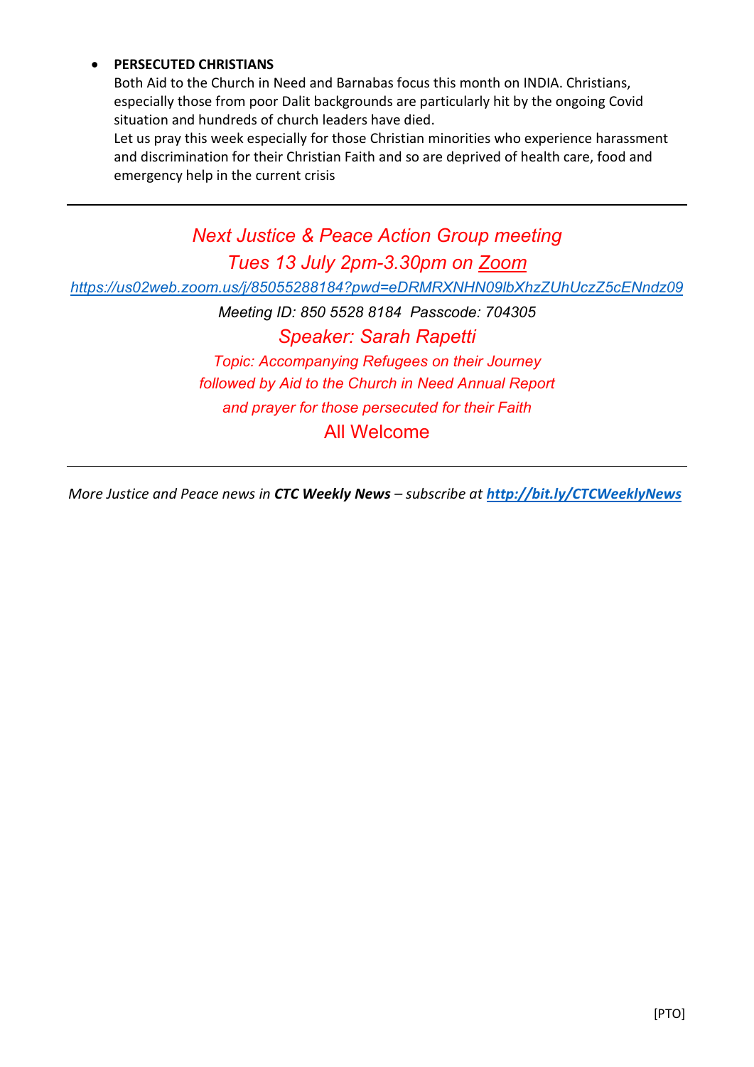- **PERSECUTED CHRISTIANS**
  Both Aid to the Church in Need and Barnabas focus this month on INDIA. Christians, especially those from poor Dalit backgrounds are particularly hit by the ongoing Covid situation and hundreds of church leaders have died.
  Let us pray this week especially for those Christian minorities who experience harassment and discrimination for their Christian Faith and so are deprived of health care, food and emergency help in the current crisis

---

*Next Justice & Peace Action Group meeting*

*Tues 13 July 2pm-3.30pm on Zoom*

*https://us02web.zoom.us/j/85055288184?pwd=eDRMRXNHN09lbXhzZUhUczZ5cENndz09*

*Meeting ID: 850 5528 8184  Passcode: 704305*

*Speaker: Sarah Rapetti*

*Topic: Accompanying Refugees on their Journey*
*followed by Aid to the Church in Need Annual Report*
*and prayer for those persecuted for their Faith*

All Welcome

---

*More Justice and Peace news in **CTC Weekly News** – subscribe at **http://bit.ly/CTCWeeklyNews***

[PTO]